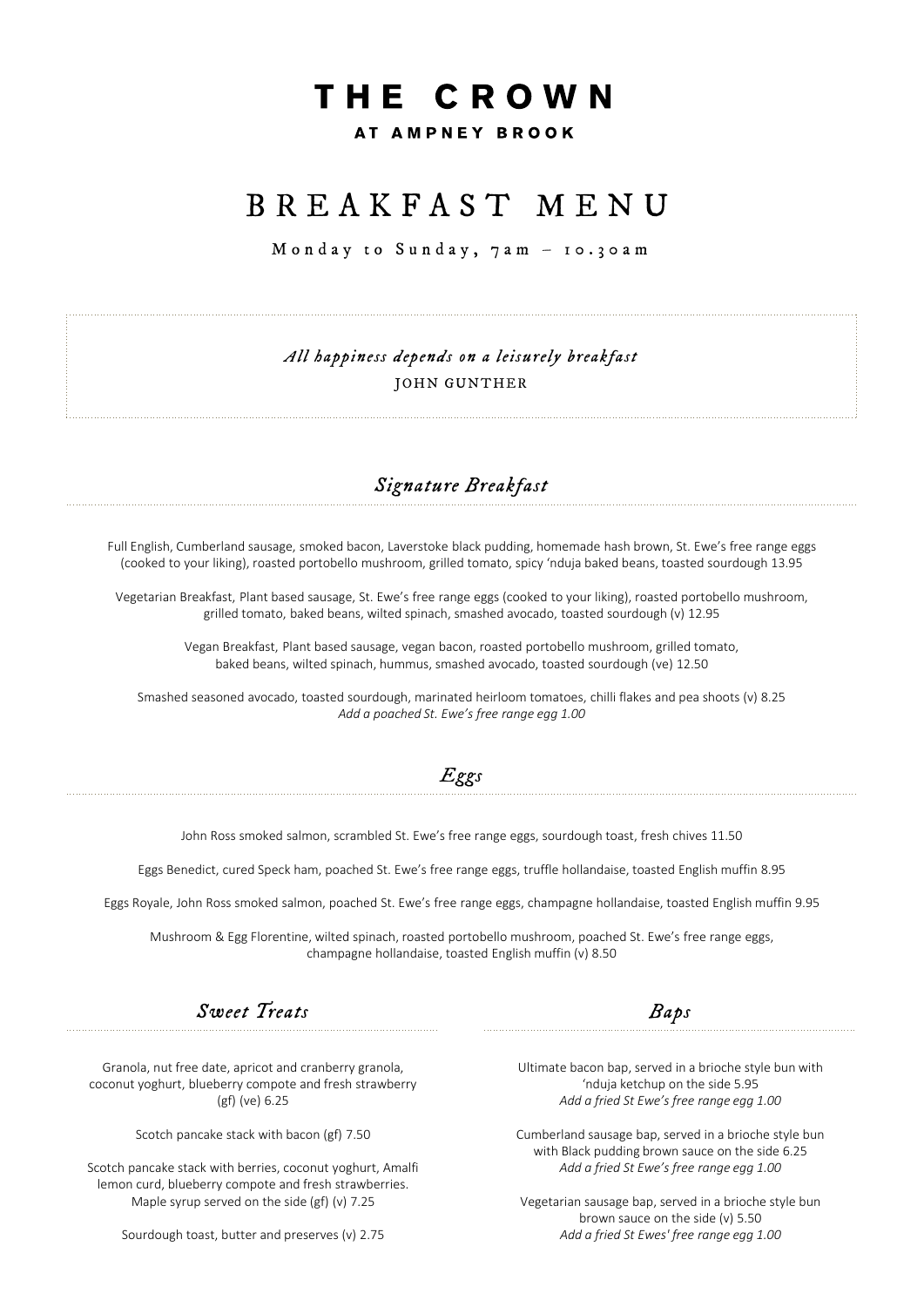# THE CROWN

**AT AMPNEY BROOK**

# BREAKFAST MENU

Monday to Sunday, 7am – 10.30am

*All happiness depends on a leisurely breakfast*

JOHN GUNTHER

## *Signature Breakfast*

Full English, Cumberland sausage, smoked bacon, Laverstoke black pudding, homemade hash brown, St. Ewe's free range eggs (cooked to your liking), roasted portobello mushroom, grilled tomato, spicy 'nduja baked beans, toasted sourdough 13.95

Vegetarian Breakfast, Plant based sausage, St. Ewe's free range eggs (cooked to your liking), roasted portobello mushroom, grilled tomato, baked beans, wilted spinach, smashed avocado, toasted sourdough (v) 12.95

Vegan Breakfast, Plant based sausage, vegan bacon, roasted portobello mushroom, grilled tomato, baked beans, wilted spinach, hummus, smashed avocado, toasted sourdough (ve) 12.50

Smashed seasoned avocado, toasted sourdough, marinated heirloom tomatoes, chilli flakes and pea shoots (v) 8.25
*Add a poached St. Ewe's free range egg 1.00*

## *Eggs*

John Ross smoked salmon, scrambled St. Ewe's free range eggs, sourdough toast, fresh chives 11.50

Eggs Benedict, cured Speck ham, poached St. Ewe's free range eggs, truffle hollandaise, toasted English muffin 8.95

Eggs Royale, John Ross smoked salmon, poached St. Ewe's free range eggs, champagne hollandaise, toasted English muffin 9.95

Mushroom & Egg Florentine, wilted spinach, roasted portobello mushroom, poached St. Ewe's free range eggs, champagne hollandaise, toasted English muffin (v) 8.50

## *Sweet Treats*

Granola, nut free date, apricot and cranberry granola, coconut yoghurt, blueberry compote and fresh strawberry (gf) (ve) 6.25

Scotch pancake stack with bacon (gf) 7.50

Scotch pancake stack with berries, coconut yoghurt, Amalfi lemon curd, blueberry compote and fresh strawberries. Maple syrup served on the side (gf) (v) 7.25

Sourdough toast, butter and preserves (v) 2.75

## *Baps*

Ultimate bacon bap, served in a brioche style bun with 'nduja ketchup on the side 5.95
*Add a fried St Ewe's free range egg 1.00*

Cumberland sausage bap, served in a brioche style bun with Black pudding brown sauce on the side 6.25
*Add a fried St Ewe's free range egg 1.00*

Vegetarian sausage bap, served in a brioche style bun brown sauce on the side (v) 5.50
*Add a fried St Ewes' free range egg 1.00*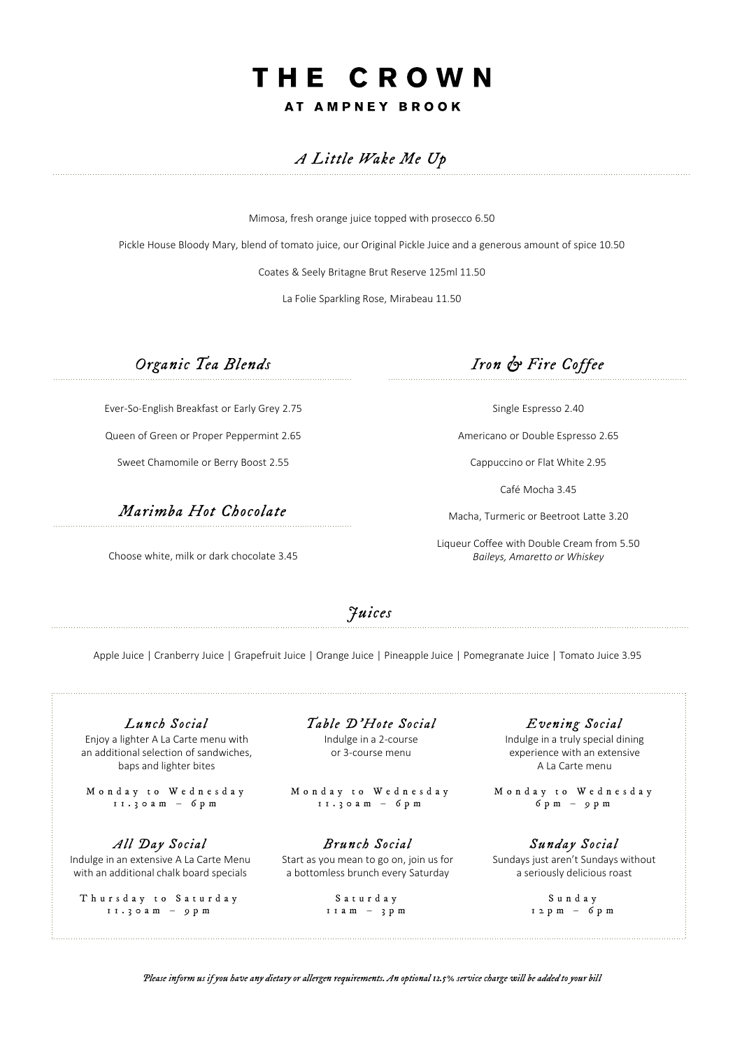# THE CROWN

## AT AMPNEY BROOK

### *A Little Wake Me Up*

Mimosa, fresh orange juice topped with prosecco 6.50

Pickle House Bloody Mary, blend of tomato juice, our Original Pickle Juice and a generous amount of spice 10.50

Coates & Seely Britagne Brut Reserve 125ml 11.50

La Folie Sparkling Rose, Mirabeau 11.50

### *Organic Tea Blends*

Ever-So-English Breakfast or Early Grey 2.75

Queen of Green or Proper Peppermint 2.65

Sweet Chamomile or Berry Boost 2.55

### *Marimba Hot Chocolate*

Choose white, milk or dark chocolate 3.45

### *Iron & Fire Coffee*

Single Espresso 2.40

Americano or Double Espresso 2.65

Cappuccino or Flat White 2.95

Café Mocha 3.45

Macha, Turmeric or Beetroot Latte 3.20

Liqueur Coffee with Double Cream from 5.50
*Baileys, Amaretto or Whiskey*

### *Juices*

Apple Juice | Cranberry Juice | Grapefruit Juice | Orange Juice | Pineapple Juice | Pomegranate Juice | Tomato Juice 3.95

### *Lunch Social*

Enjoy a lighter A La Carte menu with an additional selection of sandwiches, baps and lighter bites

Monday to Wednesday
11.30am – 6pm

### *Table D'Hote Social*

Indulge in a 2-course or 3-course menu

Monday to Wednesday
11.30am – 6pm

### *Evening Social*

Indulge in a truly special dining experience with an extensive A La Carte menu

Monday to Wednesday
6pm – 9pm

### *All Day Social*

Indulge in an extensive A La Carte Menu with an additional chalk board specials

Thursday to Saturday
11.30am – 9pm

### *Brunch Social*

Start as you mean to go on, join us for a bottomless brunch every Saturday

Saturday
11am – 3pm

### *Sunday Social*

Sundays just aren't Sundays without a seriously delicious roast

Sunday
12pm – 6pm

*Please inform us if you have any dietary or allergen requirements. An optional 12.5% service charge will be added to your bill*